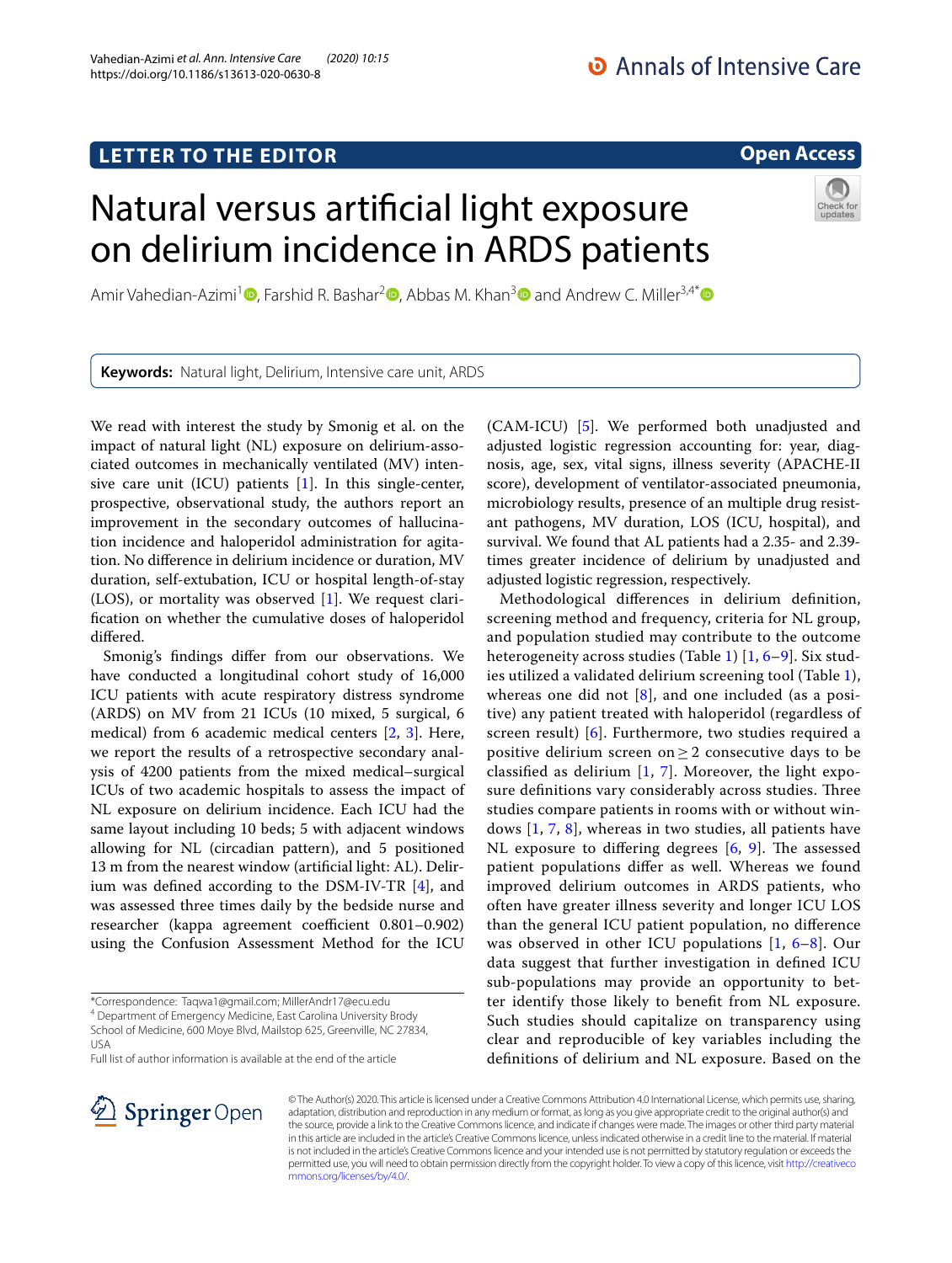LETTER TO THE EDITOR

Open Access

# Natural versus artificial light exposure on delirium incidence in ARDS patients

Amir Vahedian-Azimi[1], Farshid R. Bashar[2], Abbas M. Khan[3] and Andrew C. Miller[3,4*]

**Keywords:** Natural light, Delirium, Intensive care unit, ARDS

We read with interest the study by Smonig et al. on the impact of natural light (NL) exposure on delirium-associated outcomes in mechanically ventilated (MV) intensive care unit (ICU) patients [1]. In this single-center, prospective, observational study, the authors report an improvement in the secondary outcomes of hallucination incidence and haloperidol administration for agitation. No difference in delirium incidence or duration, MV duration, self-extubation, ICU or hospital length-of-stay (LOS), or mortality was observed [1]. We request clarification on whether the cumulative doses of haloperidol differed.

Smonig's findings differ from our observations. We have conducted a longitudinal cohort study of 16,000 ICU patients with acute respiratory distress syndrome (ARDS) on MV from 21 ICUs (10 mixed, 5 surgical, 6 medical) from 6 academic medical centers [2, 3]. Here, we report the results of a retrospective secondary analysis of 4200 patients from the mixed medical–surgical ICUs of two academic hospitals to assess the impact of NL exposure on delirium incidence. Each ICU had the same layout including 10 beds; 5 with adjacent windows allowing for NL (circadian pattern), and 5 positioned 13 m from the nearest window (artificial light: AL). Delirium was defined according to the DSM-IV-TR [4], and was assessed three times daily by the bedside nurse and researcher (kappa agreement coefficient 0.801–0.902) using the Confusion Assessment Method for the ICU (CAM-ICU) [5]. We performed both unadjusted and adjusted logistic regression accounting for: year, diagnosis, age, sex, vital signs, illness severity (APACHE-II score), development of ventilator-associated pneumonia, microbiology results, presence of an multiple drug resistant pathogens, MV duration, LOS (ICU, hospital), and survival. We found that AL patients had a 2.35- and 2.39-times greater incidence of delirium by unadjusted and adjusted logistic regression, respectively.

Methodological differences in delirium definition, screening method and frequency, criteria for NL group, and population studied may contribute to the outcome heterogeneity across studies (Table 1) [1, 6–9]. Six studies utilized a validated delirium screening tool (Table 1), whereas one did not [8], and one included (as a positive) any patient treated with haloperidol (regardless of screen result) [6]. Furthermore, two studies required a positive delirium screen on $\geq 2$ consecutive days to be classified as delirium [1, 7]. Moreover, the light exposure definitions vary considerably across studies. Three studies compare patients in rooms with or without windows [1, 7, 8], whereas in two studies, all patients have NL exposure to differing degrees [6, 9]. The assessed patient populations differ as well. Whereas we found improved delirium outcomes in ARDS patients, who often have greater illness severity and longer ICU LOS than the general ICU patient population, no difference was observed in other ICU populations [1, 6–8]. Our data suggest that further investigation in defined ICU sub-populations may provide an opportunity to better identify those likely to benefit from NL exposure. Such studies should capitalize on transparency using clear and reproducible of key variables including the definitions of delirium and NL exposure. Based on the

*Correspondence: Taqwa1@gmail.com; MillerAndr17@ecu.edu

[4] Department of Emergency Medicine, East Carolina University Brody School of Medicine, 600 Moye Blvd, Mailstop 625, Greenville, NC 27834, USA

Full list of author information is available at the end of the article

© The Author(s) 2020. This article is licensed under a Creative Commons Attribution 4.0 International License, which permits use, sharing, adaptation, distribution and reproduction in any medium or format, as long as you give appropriate credit to the original author(s) and the source, provide a link to the Creative Commons licence, and indicate if changes were made. The images or other third party material in this article are included in the article's Creative Commons licence, unless indicated otherwise in a credit line to the material. If material is not included in the article's Creative Commons licence and your intended use is not permitted by statutory regulation or exceeds the permitted use, you will need to obtain permission directly from the copyright holder. To view a copy of this licence, visit http://creativecommons.org/licenses/by/4.0/.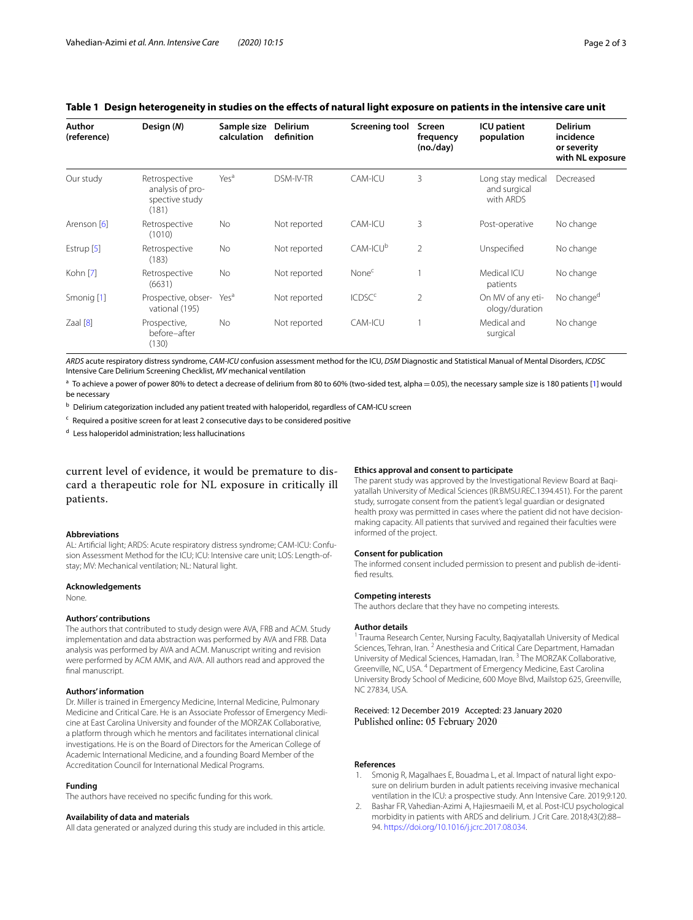**Table 1 Design heterogeneity in studies on the effects of natural light exposure on patients in the intensive care unit**

| Author (reference) | Design (*N*) | Sample size calculation | Delirium definition | Screening tool | Screen frequency (no./day) | ICU patient population | Delirium incidence or severity with NL exposure |
|---|---|---|---|---|---|---|---|
| Our study | Retrospective analysis of prospective study (181) | Yes[a] | DSM-IV-TR | CAM-ICU | 3 | Long stay medical and surgical with ARDS | Decreased |
| Arenson [6] | Retrospective (1010) | No | Not reported | CAM-ICU | 3 | Post-operative | No change |
| Estrup [5] | Retrospective (183) | No | Not reported | CAM-ICU[b] | 2 | Unspecified | No change |
| Kohn [7] | Retrospective (6631) | No | Not reported | None[c] | 1 | Medical ICU patients | No change |
| Smonig [1] | Prospective, observational (195) | Yes[a] | Not reported | ICDSC[c] | 2 | On MV of any etiology/duration | No change[d] |
| Zaal [8] | Prospective, before–after (130) | No | Not reported | CAM-ICU | 1 | Medical and surgical | No change |

*ARDS* acute respiratory distress syndrome, *CAM-ICU* confusion assessment method for the ICU, *DSM* Diagnostic and Statistical Manual of Mental Disorders, *ICDSC* Intensive Care Delirium Screening Checklist, *MV* mechanical ventilation

[a] To achieve a power of power 80% to detect a decrease of delirium from 80 to 60% (two-sided test, alpha = 0.05), the necessary sample size is 180 patients [1] would be necessary

[b] Delirium categorization included any patient treated with haloperidol, regardless of CAM-ICU screen

[c] Required a positive screen for at least 2 consecutive days to be considered positive

[d] Less haloperidol administration; less hallucinations

current level of evidence, it would be premature to discard a therapeutic role for NL exposure in critically ill patients.

### Abbreviations
AL: Artificial light; ARDS: Acute respiratory distress syndrome; CAM-ICU: Confusion Assessment Method for the ICU; ICU: Intensive care unit; LOS: Length-of-stay; MV: Mechanical ventilation; NL: Natural light.

### Acknowledgements
None.

### Authors' contributions
The authors that contributed to study design were AVA, FRB and ACM. Study implementation and data abstraction was performed by AVA and FRB. Data analysis was performed by AVA and ACM. Manuscript writing and revision were performed by ACM AMK, and AVA. All authors read and approved the final manuscript.

### Authors' information
Dr. Miller is trained in Emergency Medicine, Internal Medicine, Pulmonary Medicine and Critical Care. He is an Associate Professor of Emergency Medicine at East Carolina University and founder of the MORZAK Collaborative, a platform through which he mentors and facilitates international clinical investigations. He is on the Board of Directors for the American College of Academic International Medicine, and a founding Board Member of the Accreditation Council for International Medical Programs.

### Funding
The authors have received no specific funding for this work.

### Availability of data and materials
All data generated or analyzed during this study are included in this article.

### Ethics approval and consent to participate
The parent study was approved by the Investigational Review Board at Baqiyatallah University of Medical Sciences (IR.BMSU.REC.1394.451). For the parent study, surrogate consent from the patient's legal guardian or designated health proxy was permitted in cases where the patient did not have decision-making capacity. All patients that survived and regained their faculties were informed of the project.

### Consent for publication
The informed consent included permission to present and publish de-identified results.

### Competing interests
The authors declare that they have no competing interests.

### Author details
[1] Trauma Research Center, Nursing Faculty, Baqiyatallah University of Medical Sciences, Tehran, Iran. [2] Anesthesia and Critical Care Department, Hamadan University of Medical Sciences, Hamadan, Iran. [3] The MORZAK Collaborative, Greenville, NC, USA. [4] Department of Emergency Medicine, East Carolina University Brody School of Medicine, 600 Moye Blvd, Mailstop 625, Greenville, NC 27834, USA.

Received: 12 December 2019 Accepted: 23 January 2020
Published online: 05 February 2020

### References
1. Smonig R, Magalhaes E, Bouadma L, et al. Impact of natural light exposure on delirium burden in adult patients receiving invasive mechanical ventilation in the ICU: a prospective study. Ann Intensive Care. 2019;9:120.
2. Bashar FR, Vahedian-Azimi A, Hajiesmaeili M, et al. Post-ICU psychological morbidity in patients with ARDS and delirium. J Crit Care. 2018;43(2):88–94. https://doi.org/10.1016/j.jcrc.2017.08.034.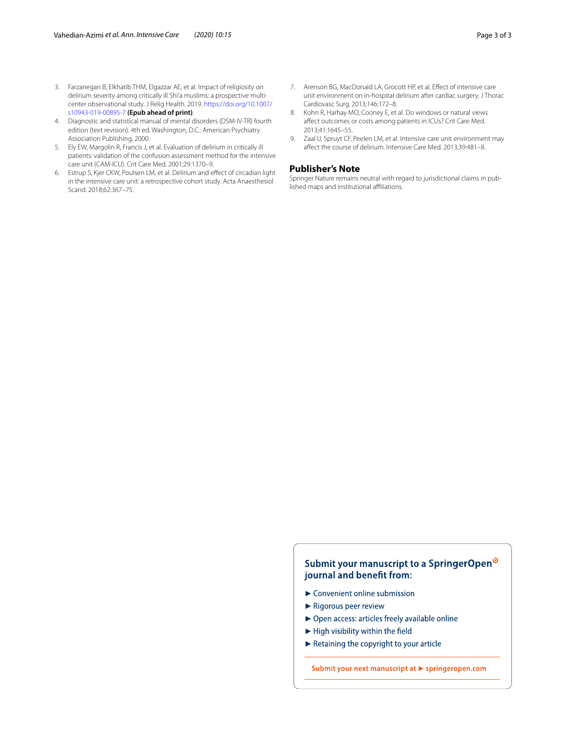3. Farzanegan B, Elkhatib THM, Elgazzar AE, et al. Impact of religiosity on delirium severity among critically ill Shi'a muslims: a prospective multi-center observational study. J Relig Health. 2019. https://doi.org/10.1007/s10943-019-00895-7 **(Epub ahead of print)**.
4. Diagnostic and statistical manual of mental disorders (DSM-IV-TR) fourth edition (text revision). 4th ed. Washington, D.C.: American Psychiatry Association Publishing, 2000.
5. Ely EW, Margolin R, Francis J, et al. Evaluation of delirium in critically ill patients: validation of the confusion assessment method for the intensive care unit (CAM-ICU). Crit Care Med. 2001;29:1370–9.
6. Estrup S, Kjer CKW, Poulsen LM, et al. Delirium and effect of circadian light in the intensive care unit: a retrospective cohort study. Acta Anaesthesiol Scand. 2018;62:367–75.
7. Arenson BG, MacDonald LA, Grocott HP, et al. Effect of intensive care unit environment on in-hospital delirium after cardiac surgery. J Thorac Cardiovasc Surg. 2013;146:172–8.
8. Kohn R, Harhay MO, Cooney E, et al. Do windows or natural views affect outcomes or costs among patients in ICUs? Crit Care Med. 2013;41:1645–55.
9. Zaal IJ, Spruyt CF, Peelen LM, et al. Intensive care unit environment may affect the course of delirium. Intensive Care Med. 2013;39:481–8.

## Publisher's Note

Springer Nature remains neutral with regard to jurisdictional claims in published maps and institutional affiliations.

**Submit your manuscript to a SpringerOpen journal and benefit from:**

- ► Convenient online submission
- ► Rigorous peer review
- ► Open access: articles freely available online
- ► High visibility within the field
- ► Retaining the copyright to your article

**Submit your next manuscript at ► springeropen.com**